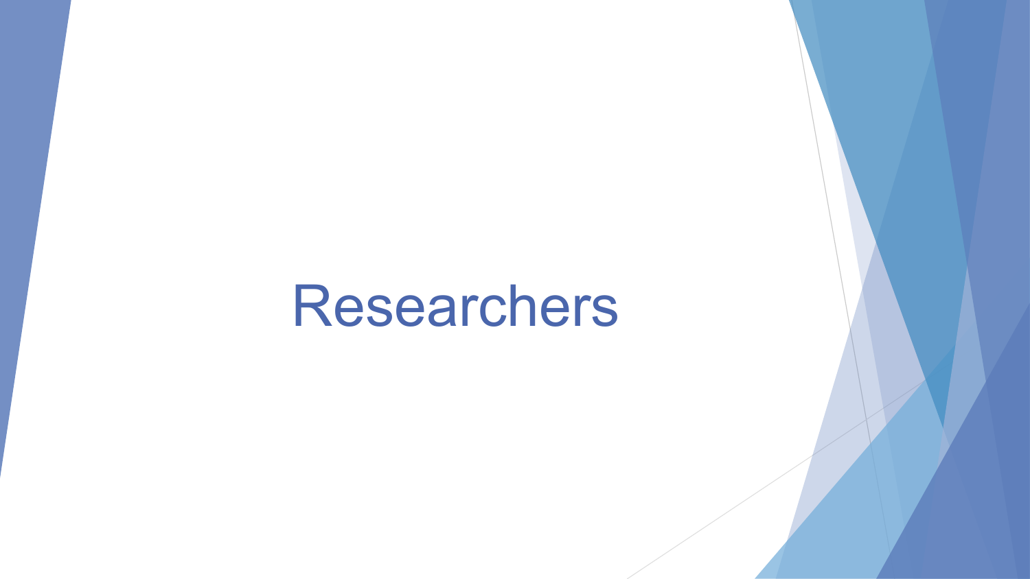# Researchers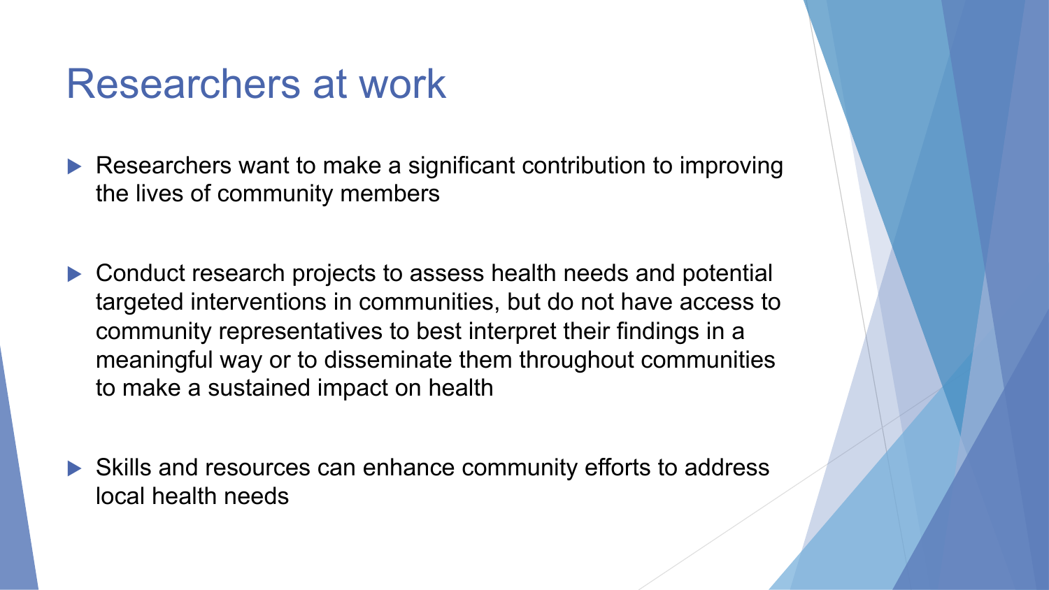# Researchers at work

- Researchers want to make a significant contribution to improving the lives of community members
- Conduct research projects to assess health needs and potential targeted interventions in communities, but do not have access to community representatives to best interpret their findings in a meaningful way or to disseminate them throughout communities to make a sustained impact on health
- Skills and resources can enhance community efforts to address local health needs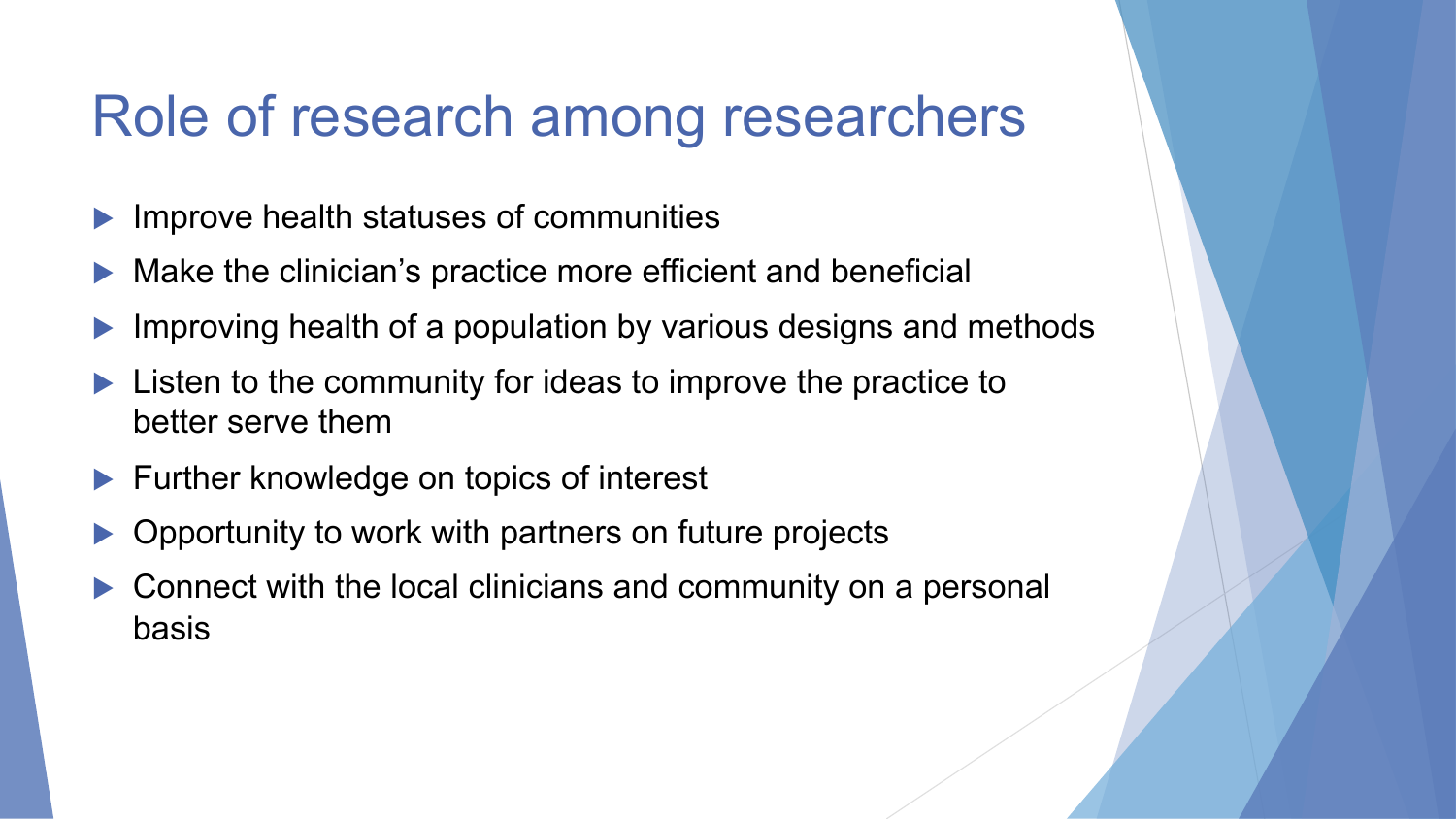# Role of research among researchers

- Improve health statuses of communities
- Make the clinician's practice more efficient and beneficial
- Improving health of a population by various designs and methods
- Listen to the community for ideas to improve the practice to better serve them
- Further knowledge on topics of interest
- Opportunity to work with partners on future projects
- Connect with the local clinicians and community on a personal basis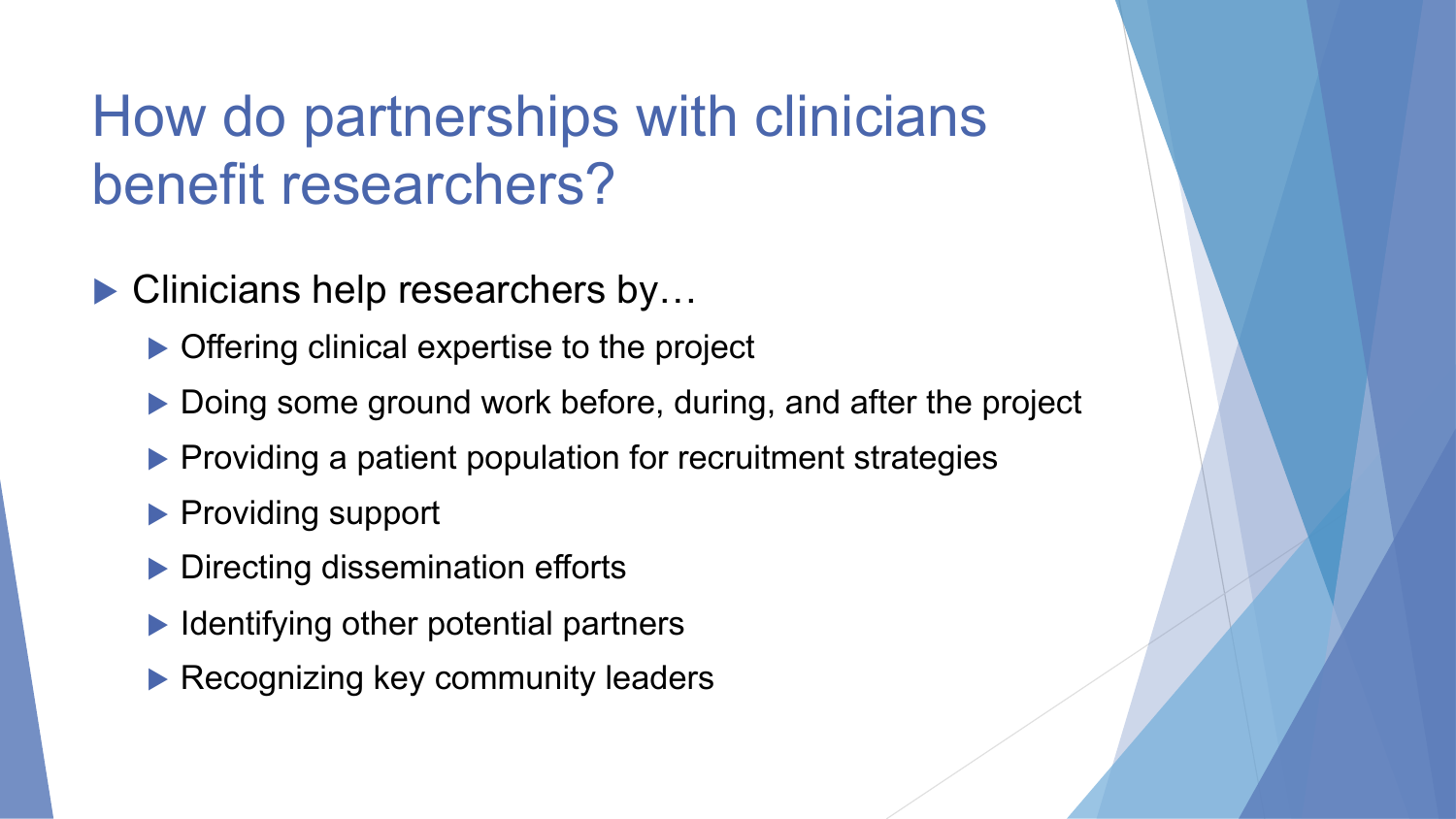# How do partnerships with clinicians benefit researchers?

- Clinicians help researchers by…
  - Offering clinical expertise to the project
  - Doing some ground work before, during, and after the project
  - Providing a patient population for recruitment strategies
  - Providing support
  - Directing dissemination efforts
  - Identifying other potential partners
  - Recognizing key community leaders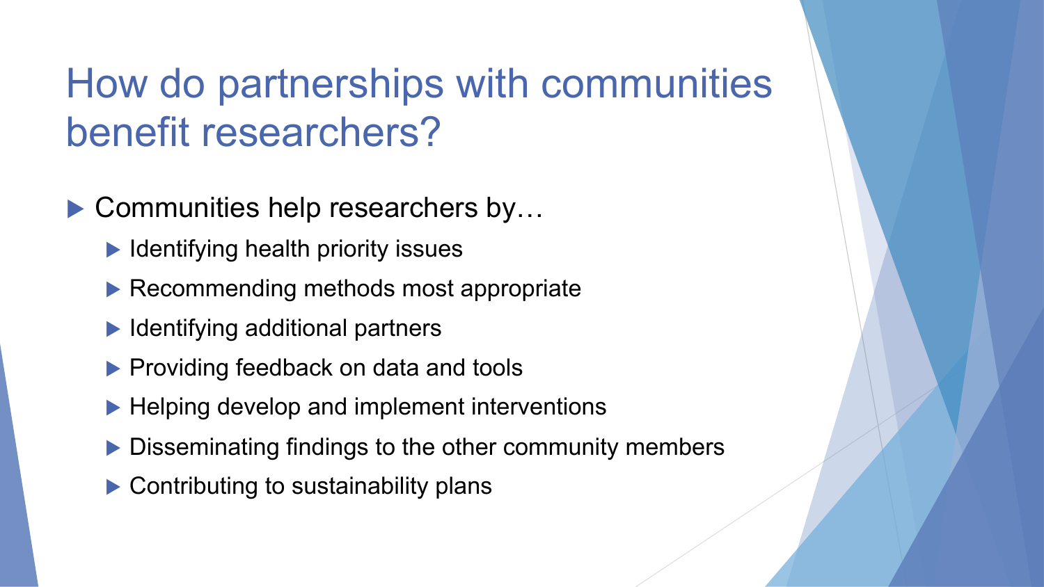# How do partnerships with communities benefit researchers?

- Communities help researchers by…
  - Identifying health priority issues
  - Recommending methods most appropriate
  - Identifying additional partners
  - Providing feedback on data and tools
  - Helping develop and implement interventions
  - Disseminating findings to the other community members
  - Contributing to sustainability plans